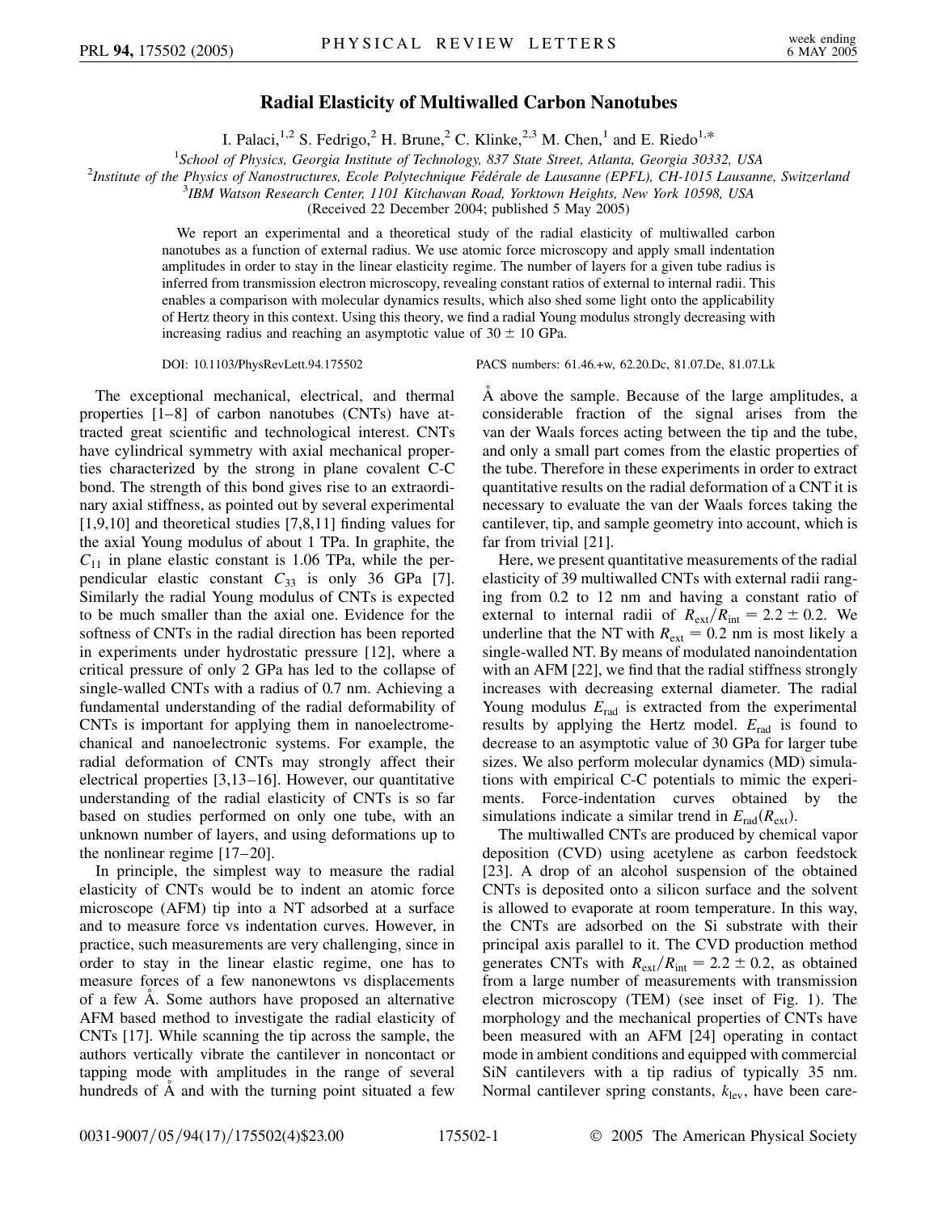# Radial Elasticity of Multiwalled Carbon Nanotubes

I. Palaci,[1,2] S. Fedrigo,[2] H. Brune,[2] C. Klinke,[2,3] M. Chen,[1] and E. Riedo[1,*]

[1]*School of Physics, Georgia Institute of Technology, 837 State Street, Atlanta, Georgia 30332, USA*
[2]*Institute of the Physics of Nanostructures, Ecole Polytechnique Fédérale de Lausanne (EPFL), CH-1015 Lausanne, Switzerland*
[3]*IBM Watson Research Center, 1101 Kitchawan Road, Yorktown Heights, New York 10598, USA*

(Received 22 December 2004; published 5 May 2005)

We report an experimental and a theoretical study of the radial elasticity of multiwalled carbon nanotubes as a function of external radius. We use atomic force microscopy and apply small indentation amplitudes in order to stay in the linear elasticity regime. The number of layers for a given tube radius is inferred from transmission electron microscopy, revealing constant ratios of external to internal radii. This enables a comparison with molecular dynamics results, which also shed some light onto the applicability of Hertz theory in this context. Using this theory, we find a radial Young modulus strongly decreasing with increasing radius and reaching an asymptotic value of $30 \pm 10$ GPa.

DOI: 10.1103/PhysRevLett.94.175502 PACS numbers: 61.46.+w, 62.20.Dc, 81.07.De, 81.07.Lk

The exceptional mechanical, electrical, and thermal properties [1–8] of carbon nanotubes (CNTs) have attracted great scientific and technological interest. CNTs have cylindrical symmetry with axial mechanical properties characterized by the strong in plane covalent C-C bond. The strength of this bond gives rise to an extraordinary axial stiffness, as pointed out by several experimental [1,9,10] and theoretical studies [7,8,11] finding values for the axial Young modulus of about 1 TPa. In graphite, the $C_{11}$ in plane elastic constant is 1.06 TPa, while the perpendicular elastic constant $C_{33}$ is only 36 GPa [7]. Similarly the radial Young modulus of CNTs is expected to be much smaller than the axial one. Evidence for the softness of CNTs in the radial direction has been reported in experiments under hydrostatic pressure [12], where a critical pressure of only 2 GPa has led to the collapse of single-walled CNTs with a radius of 0.7 nm. Achieving a fundamental understanding of the radial deformability of CNTs is important for applying them in nanoelectromechanical and nanoelectronic systems. For example, the radial deformation of CNTs may strongly affect their electrical properties [3,13–16]. However, our quantitative understanding of the radial elasticity of CNTs is so far based on studies performed on only one tube, with an unknown number of layers, and using deformations up to the nonlinear regime [17–20].

In principle, the simplest way to measure the radial elasticity of CNTs would be to indent an atomic force microscope (AFM) tip into a NT adsorbed at a surface and to measure force vs indentation curves. However, in practice, such measurements are very challenging, since in order to stay in the linear elastic regime, one has to measure forces of a few nanonewtons vs displacements of a few Å. Some authors have proposed an alternative AFM based method to investigate the radial elasticity of CNTs [17]. While scanning the tip across the sample, the authors vertically vibrate the cantilever in noncontact or tapping mode with amplitudes in the range of several hundreds of Å and with the turning point situated a few Å above the sample. Because of the large amplitudes, a considerable fraction of the signal arises from the van der Waals forces acting between the tip and the tube, and only a small part comes from the elastic properties of the tube. Therefore in these experiments in order to extract quantitative results on the radial deformation of a CNT it is necessary to evaluate the van der Waals forces taking the cantilever, tip, and sample geometry into account, which is far from trivial [21].

Here, we present quantitative measurements of the radial elasticity of 39 multiwalled CNTs with external radii ranging from 0.2 to 12 nm and having a constant ratio of external to internal radii of $R_{ext}/R_{int} = 2.2 \pm 0.2$. We underline that the NT with $R_{ext} = 0.2$ nm is most likely a single-walled NT. By means of modulated nanoindentation with an AFM [22], we find that the radial stiffness strongly increases with decreasing external diameter. The radial Young modulus $E_{rad}$ is extracted from the experimental results by applying the Hertz model. $E_{rad}$ is found to decrease to an asymptotic value of 30 GPa for larger tube sizes. We also perform molecular dynamics (MD) simulations with empirical C-C potentials to mimic the experiments. Force-indentation curves obtained by the simulations indicate a similar trend in $E_{rad}(R_{ext})$.

The multiwalled CNTs are produced by chemical vapor deposition (CVD) using acetylene as carbon feedstock [23]. A drop of an alcohol suspension of the obtained CNTs is deposited onto a silicon surface and the solvent is allowed to evaporate at room temperature. In this way, the CNTs are adsorbed on the Si substrate with their principal axis parallel to it. The CVD production method generates CNTs with $R_{ext}/R_{int} = 2.2 \pm 0.2$, as obtained from a large number of measurements with transmission electron microscopy (TEM) (see inset of Fig. 1). The morphology and the mechanical properties of CNTs have been measured with an AFM [24] operating in contact mode in ambient conditions and equipped with commercial SiN cantilevers with a tip radius of typically 35 nm. Normal cantilever spring constants, $k_{lev}$, have been care-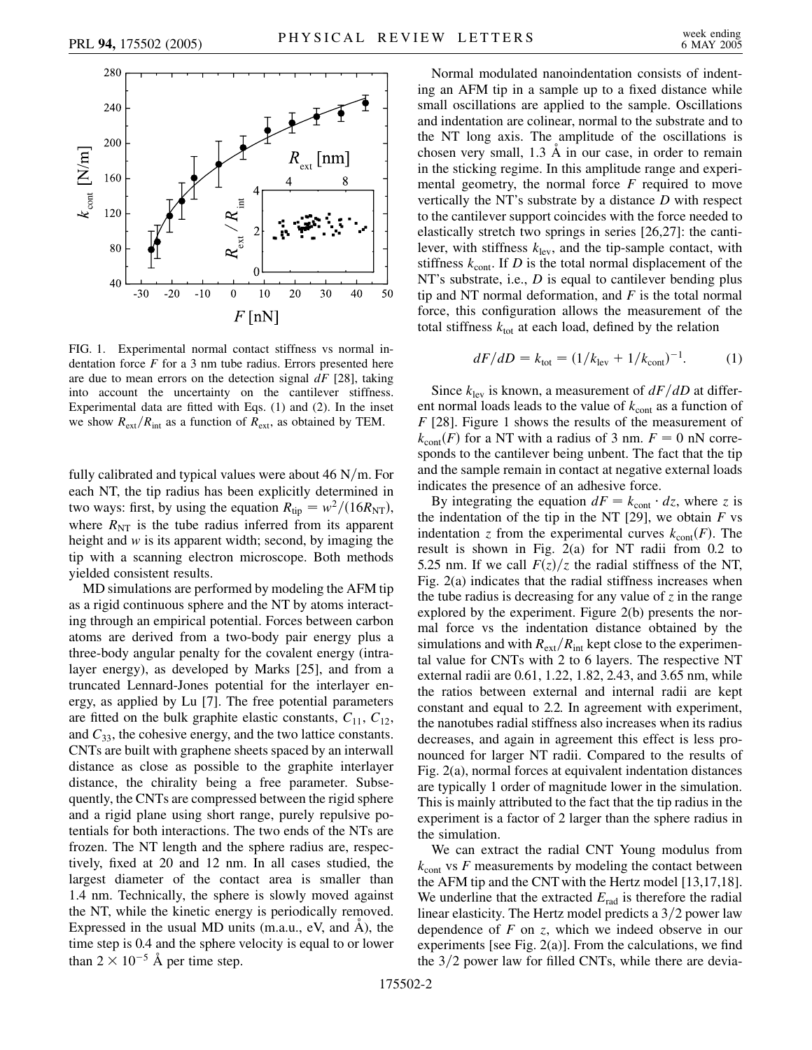FIG. 1. Experimental normal contact stiffness vs normal indentation force $F$ for a 3 nm tube radius. Errors presented here are due to mean errors on the detection signal $dF$ [28], taking into account the uncertainty on the cantilever stiffness. Experimental data are fitted with Eqs. (1) and (2). In the inset we show $R_{\mathrm{ext}}/R_{\mathrm{int}}$ as a function of $R_{\mathrm{ext}}$, as obtained by TEM.

fully calibrated and typical values were about 46 N/m. For each NT, the tip radius has been explicitly determined in two ways: first, by using the equation $R_{\mathrm{tip}} = w^2/(16R_{\mathrm{NT}})$, where $R_{\mathrm{NT}}$ is the tube radius inferred from its apparent height and $w$ is its apparent width; second, by imaging the tip with a scanning electron microscope. Both methods yielded consistent results.

MD simulations are performed by modeling the AFM tip as a rigid continuous sphere and the NT by atoms interacting through an empirical potential. Forces between carbon atoms are derived from a two-body pair energy plus a three-body angular penalty for the covalent energy (intralayer energy), as developed by Marks [25], and from a truncated Lennard-Jones potential for the interlayer energy, as applied by Lu [7]. The free potential parameters are fitted on the bulk graphite elastic constants, $C_{11}$, $C_{12}$, and $C_{33}$, the cohesive energy, and the two lattice constants. CNTs are built with graphene sheets spaced by an interwall distance as close as possible to the graphite interlayer distance, the chirality being a free parameter. Subsequently, the CNTs are compressed between the rigid sphere and a rigid plane using short range, purely repulsive potentials for both interactions. The two ends of the NTs are frozen. The NT length and the sphere radius are, respectively, fixed at 20 and 12 nm. In all cases studied, the largest diameter of the contact area is smaller than 1.4 nm. Technically, the sphere is slowly moved against the NT, while the kinetic energy is periodically removed. Expressed in the usual MD units (m.a.u., eV, and Å), the time step is 0.4 and the sphere velocity is equal to or lower than $2 \times 10^{-5}$ Å per time step.

Normal modulated nanoindentation consists of indenting an AFM tip in a sample up to a fixed distance while small oscillations are applied to the sample. Oscillations and indentation are colinear, normal to the substrate and to the NT long axis. The amplitude of the oscillations is chosen very small, 1.3 Å in our case, in order to remain in the sticking regime. In this amplitude range and experimental geometry, the normal force $F$ required to move vertically the NT's substrate by a distance $D$ with respect to the cantilever support coincides with the force needed to elastically stretch two springs in series [26,27]: the cantilever, with stiffness $k_{\mathrm{lev}}$, and the tip-sample contact, with stiffness $k_{\mathrm{cont}}$. If $D$ is the total normal displacement of the NT's substrate, i.e., $D$ is equal to cantilever bending plus tip and NT normal deformation, and $F$ is the total normal force, this configuration allows the measurement of the total stiffness $k_{\mathrm{tot}}$ at each load, defined by the relation

$$dF/dD = k_{\mathrm{tot}} = (1/k_{\mathrm{lev}} + 1/k_{\mathrm{cont}})^{-1}. \tag{1}$$

Since $k_{\mathrm{lev}}$ is known, a measurement of $dF/dD$ at different normal loads leads to the value of $k_{\mathrm{cont}}$ as a function of $F$ [28]. Figure 1 shows the results of the measurement of $k_{\mathrm{cont}}(F)$ for a NT with a radius of 3 nm. $F = 0$ nN corresponds to the cantilever being unbent. The fact that the tip and the sample remain in contact at negative external loads indicates the presence of an adhesive force.

By integrating the equation $dF = k_{\mathrm{cont}} \cdot dz$, where $z$ is the indentation of the tip in the NT [29], we obtain $F$ vs indentation $z$ from the experimental curves $k_{\mathrm{cont}}(F)$. The result is shown in Fig. 2(a) for NT radii from 0.2 to 5.25 nm. If we call $F(z)/z$ the radial stiffness of the NT, Fig. 2(a) indicates that the radial stiffness increases when the tube radius is decreasing for any value of $z$ in the range explored by the experiment. Figure 2(b) presents the normal force vs the indentation distance obtained by the simulations and with $R_{\mathrm{ext}}/R_{\mathrm{int}}$ kept close to the experimental value for CNTs with 2 to 6 layers. The respective NT external radii are 0.61, 1.22, 1.82, 2.43, and 3.65 nm, while the ratios between external and internal radii are kept constant and equal to 2.2. In agreement with experiment, the nanotubes radial stiffness also increases when its radius decreases, and again in agreement this effect is less pronounced for larger NT radii. Compared to the results of Fig. 2(a), normal forces at equivalent indentation distances are typically 1 order of magnitude lower in the simulation. This is mainly attributed to the fact that the tip radius in the experiment is a factor of 2 larger than the sphere radius in the simulation.

We can extract the radial CNT Young modulus from $k_{\mathrm{cont}}$ vs $F$ measurements by modeling the contact between the AFM tip and the CNT with the Hertz model [13,17,18]. We underline that the extracted $E_{\mathrm{rad}}$ is therefore the radial linear elasticity. The Hertz model predicts a 3/2 power law dependence of $F$ on $z$, which we indeed observe in our experiments [see Fig. 2(a)]. From the calculations, we find the 3/2 power law for filled CNTs, while there are devia-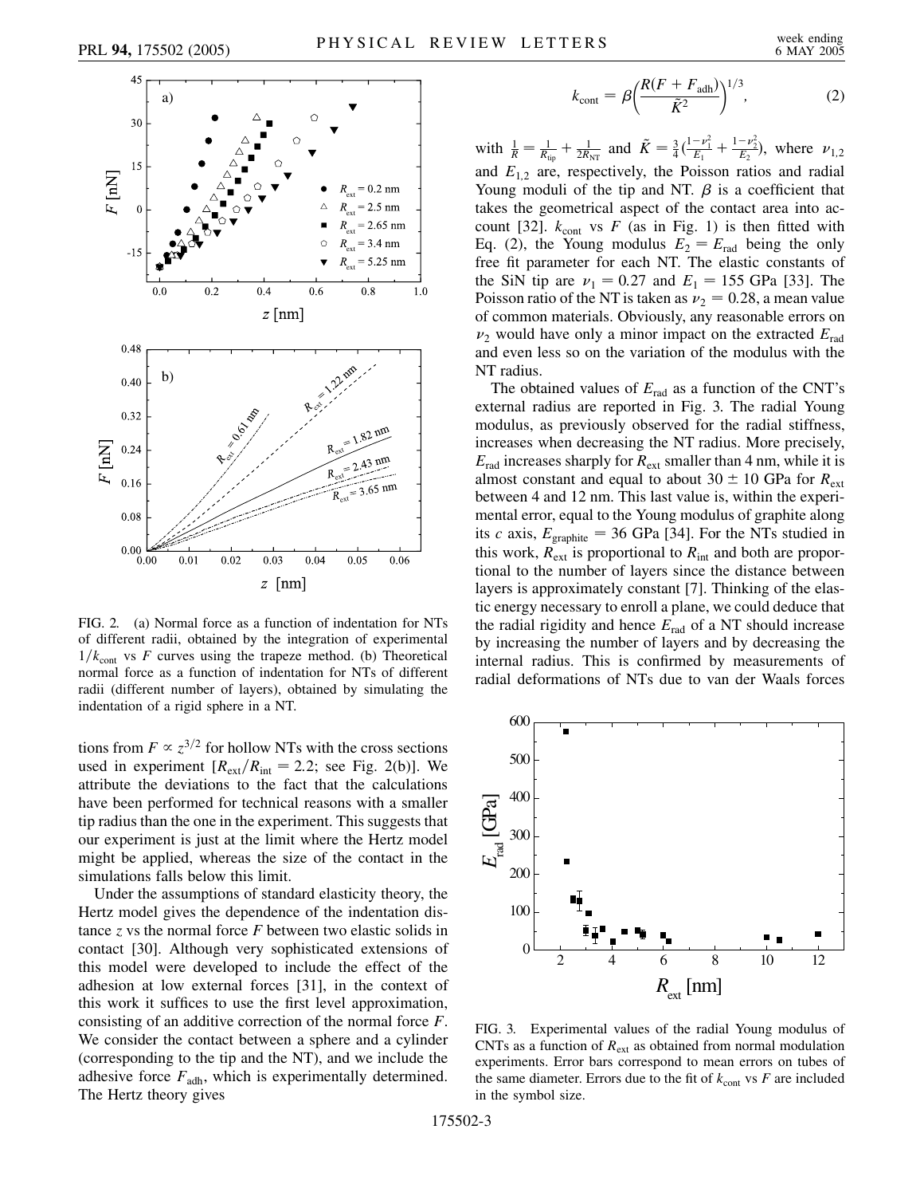FIG. 2. (a) Normal force as a function of indentation for NTs of different radii, obtained by the integration of experimental $1/k_{\mathrm{cont}}$ vs $F$ curves using the trapeze method. (b) Theoretical normal force as a function of indentation for NTs of different radii (different number of layers), obtained by simulating the indentation of a rigid sphere in a NT.

tions from $F \propto z^{3/2}$ for hollow NTs with the cross sections used in experiment [$R_{\mathrm{ext}}/R_{\mathrm{int}} = 2.2$; see Fig. 2(b)]. We attribute the deviations to the fact that the calculations have been performed for technical reasons with a smaller tip radius than the one in the experiment. This suggests that our experiment is just at the limit where the Hertz model might be applied, whereas the size of the contact in the simulations falls below this limit.

Under the assumptions of standard elasticity theory, the Hertz model gives the dependence of the indentation distance $z$ vs the normal force $F$ between two elastic solids in contact [30]. Although very sophisticated extensions of this model were developed to include the effect of the adhesion at low external forces [31], in the context of this work it suffices to use the first level approximation, consisting of an additive correction of the normal force $F$. We consider the contact between a sphere and a cylinder (corresponding to the tip and the NT), and we include the adhesive force $F_{\mathrm{adh}}$, which is experimentally determined. The Hertz theory gives

$$k_{\mathrm{cont}} = \beta\left(\frac{R(F + F_{\mathrm{adh}})}{\tilde{K}^2}\right)^{1/3}, \tag{2}$$

with $\frac{1}{R} = \frac{1}{R_{\mathrm{tip}}} + \frac{1}{2R_{\mathrm{NT}}}$ and $\tilde{K} = \frac{3}{4}\left(\frac{1-\nu_1^2}{E_1} + \frac{1-\nu_2^2}{E_2}\right)$, where $\nu_{1,2}$ and $E_{1,2}$ are, respectively, the Poisson ratios and radial Young moduli of the tip and NT. $\beta$ is a coefficient that takes the geometrical aspect of the contact area into account [32]. $k_{\mathrm{cont}}$ vs $F$ (as in Fig. 1) is then fitted with Eq. (2), the Young modulus $E_2 = E_{\mathrm{rad}}$ being the only free fit parameter for each NT. The elastic constants of the SiN tip are $\nu_1 = 0.27$ and $E_1 = 155$ GPa [33]. The Poisson ratio of the NT is taken as $\nu_2 = 0.28$, a mean value of common materials. Obviously, any reasonable errors on $\nu_2$ would have only a minor impact on the extracted $E_{\mathrm{rad}}$ and even less so on the variation of the modulus with the NT radius.

The obtained values of $E_{\mathrm{rad}}$ as a function of the CNT's external radius are reported in Fig. 3. The radial Young modulus, as previously observed for the radial stiffness, increases when decreasing the NT radius. More precisely, $E_{\mathrm{rad}}$ increases sharply for $R_{\mathrm{ext}}$ smaller than 4 nm, while it is almost constant and equal to about $30 \pm 10$ GPa for $R_{\mathrm{ext}}$ between 4 and 12 nm. This last value is, within the experimental error, equal to the Young modulus of graphite along its $c$ axis, $E_{\mathrm{graphite}} = 36$ GPa [34]. For the NTs studied in this work, $R_{\mathrm{ext}}$ is proportional to $R_{\mathrm{int}}$ and both are proportional to the number of layers since the distance between layers is approximately constant [7]. Thinking of the elastic energy necessary to enroll a plane, we could deduce that the radial rigidity and hence $E_{\mathrm{rad}}$ of a NT should increase by increasing the number of layers and by decreasing the internal radius. This is confirmed by measurements of radial deformations of NTs due to van der Waals forces

FIG. 3. Experimental values of the radial Young modulus of CNTs as a function of $R_{\mathrm{ext}}$ as obtained from normal modulation experiments. Error bars correspond to mean errors on tubes of the same diameter. Errors due to the fit of $k_{\mathrm{cont}}$ vs $F$ are included in the symbol size.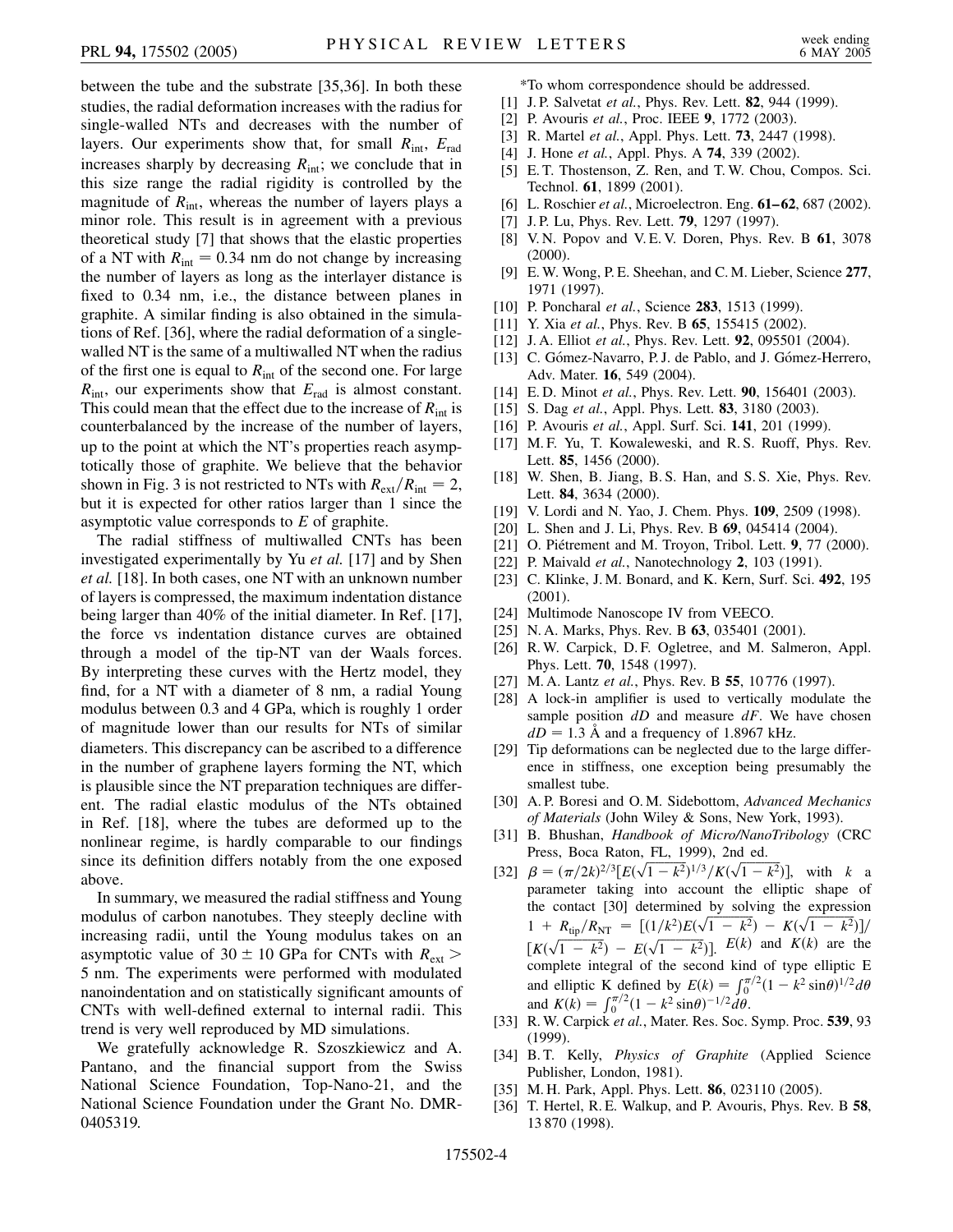between the tube and the substrate [35,36]. In both these studies, the radial deformation increases with the radius for single-walled NTs and decreases with the number of layers. Our experiments show that, for small $R_{\text{int}}$, $E_{\text{rad}}$ increases sharply by decreasing $R_{\text{int}}$; we conclude that in this size range the radial rigidity is controlled by the magnitude of $R_{\text{int}}$, whereas the number of layers plays a minor role. This result is in agreement with a previous theoretical study [7] that shows that the elastic properties of a NT with $R_{\text{int}} = 0.34$ nm do not change by increasing the number of layers as long as the interlayer distance is fixed to 0.34 nm, i.e., the distance between planes in graphite. A similar finding is also obtained in the simulations of Ref. [36], where the radial deformation of a single-walled NT is the same of a multiwalled NT when the radius of the first one is equal to $R_{\text{int}}$ of the second one. For large $R_{\text{int}}$, our experiments show that $E_{\text{rad}}$ is almost constant. This could mean that the effect due to the increase of $R_{\text{int}}$ is counterbalanced by the increase of the number of layers, up to the point at which the NT's properties reach asymptotically those of graphite. We believe that the behavior shown in Fig. 3 is not restricted to NTs with $R_{\text{ext}}/R_{\text{int}} = 2$, but it is expected for other ratios larger than 1 since the asymptotic value corresponds to $E$ of graphite.

The radial stiffness of multiwalled CNTs has been investigated experimentally by Yu *et al.* [17] and by Shen *et al.* [18]. In both cases, one NT with an unknown number of layers is compressed, the maximum indentation distance being larger than 40% of the initial diameter. In Ref. [17], the force vs indentation distance curves are obtained through a model of the tip-NT van der Waals forces. By interpreting these curves with the Hertz model, they find, for a NT with a diameter of 8 nm, a radial Young modulus between 0.3 and 4 GPa, which is roughly 1 order of magnitude lower than our results for NTs of similar diameters. This discrepancy can be ascribed to a difference in the number of graphene layers forming the NT, which is plausible since the NT preparation techniques are different. The radial elastic modulus of the NTs obtained in Ref. [18], where the tubes are deformed up to the nonlinear regime, is hardly comparable to our findings since its definition differs notably from the one exposed above.

In summary, we measured the radial stiffness and Young modulus of carbon nanotubes. They steeply decline with increasing radii, until the Young modulus takes on an asymptotic value of $30 \pm 10$ GPa for CNTs with $R_{\text{ext}} > 5$ nm. The experiments were performed with modulated nanoindentation and on statistically significant amounts of CNTs with well-defined external to internal radii. This trend is very well reproduced by MD simulations.

We gratefully acknowledge R. Szoszkiewicz and A. Pantano, and the financial support from the Swiss National Science Foundation, Top-Nano-21, and the National Science Foundation under the Grant No. DMR-0405319.

*To whom correspondence should be addressed.

[1] J. P. Salvetat *et al.*, Phys. Rev. Lett. **82**, 944 (1999).
[2] P. Avouris *et al.*, Proc. IEEE **9**, 1772 (2003).
[3] R. Martel *et al.*, Appl. Phys. Lett. **73**, 2447 (1998).
[4] J. Hone *et al.*, Appl. Phys. A **74**, 339 (2002).
[5] E. T. Thostenson, Z. Ren, and T. W. Chou, Compos. Sci. Technol. **61**, 1899 (2001).
[6] L. Roschier *et al.*, Microelectron. Eng. **61–62**, 687 (2002).
[7] J. P. Lu, Phys. Rev. Lett. **79**, 1297 (1997).
[8] V. N. Popov and V. E. V. Doren, Phys. Rev. B **61**, 3078 (2000).
[9] E. W. Wong, P. E. Sheehan, and C. M. Lieber, Science **277**, 1971 (1997).
[10] P. Poncharal *et al.*, Science **283**, 1513 (1999).
[11] Y. Xia *et al.*, Phys. Rev. B **65**, 155415 (2002).
[12] J. A. Elliot *et al.*, Phys. Rev. Lett. **92**, 095501 (2004).
[13] C. Gómez-Navarro, P. J. de Pablo, and J. Gómez-Herrero, Adv. Mater. **16**, 549 (2004).
[14] E. D. Minot *et al.*, Phys. Rev. Lett. **90**, 156401 (2003).
[15] S. Dag *et al.*, Appl. Phys. Lett. **83**, 3180 (2003).
[16] P. Avouris *et al.*, Appl. Surf. Sci. **141**, 201 (1999).
[17] M. F. Yu, T. Kowaleweski, and R. S. Ruoff, Phys. Rev. Lett. **85**, 1456 (2000).
[18] W. Shen, B. Jiang, B. S. Han, and S. S. Xie, Phys. Rev. Lett. **84**, 3634 (2000).
[19] V. Lordi and N. Yao, J. Chem. Phys. **109**, 2509 (1998).
[20] L. Shen and J. Li, Phys. Rev. B **69**, 045414 (2004).
[21] O. Piétrement and M. Troyon, Tribol. Lett. **9**, 77 (2000).
[22] P. Maivald *et al.*, Nanotechnology **2**, 103 (1991).
[23] C. Klinke, J. M. Bonard, and K. Kern, Surf. Sci. **492**, 195 (2001).
[24] Multimode Nanoscope IV from VEECO.
[25] N. A. Marks, Phys. Rev. B **63**, 035401 (2001).
[26] R. W. Carpick, D. F. Ogletree, and M. Salmeron, Appl. Phys. Lett. **70**, 1548 (1997).
[27] M. A. Lantz *et al.*, Phys. Rev. B **55**, 10 776 (1997).
[28] A lock-in amplifier is used to vertically modulate the sample position $dD$ and measure $dF$. We have chosen $dD = 1.3$ Å and a frequency of 1.8967 kHz.
[29] Tip deformations can be neglected due to the large difference in stiffness, one exception being presumably the smallest tube.
[30] A. P. Boresi and O. M. Sidebottom, *Advanced Mechanics of Materials* (John Wiley & Sons, New York, 1993).
[31] B. Bhushan, *Handbook of Micro/NanoTribology* (CRC Press, Boca Raton, FL, 1999), 2nd ed.
[32] $\beta = (\pi/2k)^{2/3}[E(\sqrt{1-k^2})^{1/3}/K(\sqrt{1-k^2})]$, with $k$ a parameter taking into account the elliptic shape of the contact [30] determined by solving the expression $1 + R_{\text{tip}}/R_{\text{NT}} = [(1/k^2)E(\sqrt{1-k^2}) - K(\sqrt{1-k^2})]/[K(\sqrt{1-k^2}) - E(\sqrt{1-k^2})]$. $E(k)$ and $K(k)$ are the complete integral of the second kind of type elliptic E and elliptic K defined by $E(k) = \int_0^{\pi/2}(1 - k^2\sin\theta)^{1/2}d\theta$ and $K(k) = \int_0^{\pi/2}(1 - k^2\sin\theta)^{-1/2}d\theta$.
[33] R. W. Carpick *et al.*, Mater. Res. Soc. Symp. Proc. **539**, 93 (1999).
[34] B. T. Kelly, *Physics of Graphite* (Applied Science Publisher, London, 1981).
[35] M. H. Park, Appl. Phys. Lett. **86**, 023110 (2005).
[36] T. Hertel, R. E. Walkup, and P. Avouris, Phys. Rev. B **58**, 13 870 (1998).